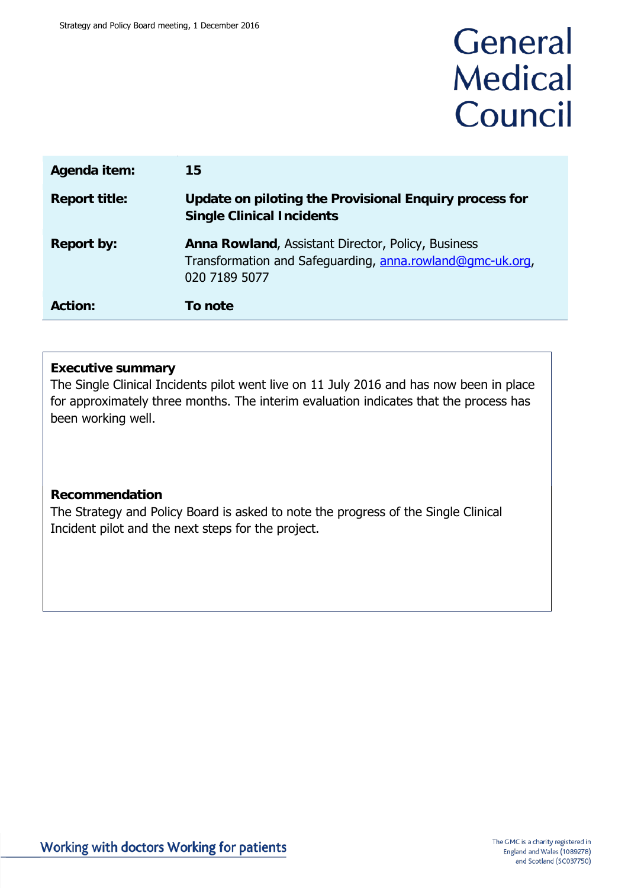General Medical Council

| | |
|---|---|
| **Agenda item:** | **15** |
| **Report title:** | **Update on piloting the Provisional Enquiry process for Single Clinical Incidents** |
| **Report by:** | **Anna Rowland**, Assistant Director, Policy, Business Transformation and Safeguarding, anna.rowland@gmc-uk.org, 020 7189 5077 |
| **Action:** | **To note** |

## Executive summary

The Single Clinical Incidents pilot went live on 11 July 2016 and has now been in place for approximately three months. The interim evaluation indicates that the process has been working well.

## Recommendation

The Strategy and Policy Board is asked to note the progress of the Single Clinical Incident pilot and the next steps for the project.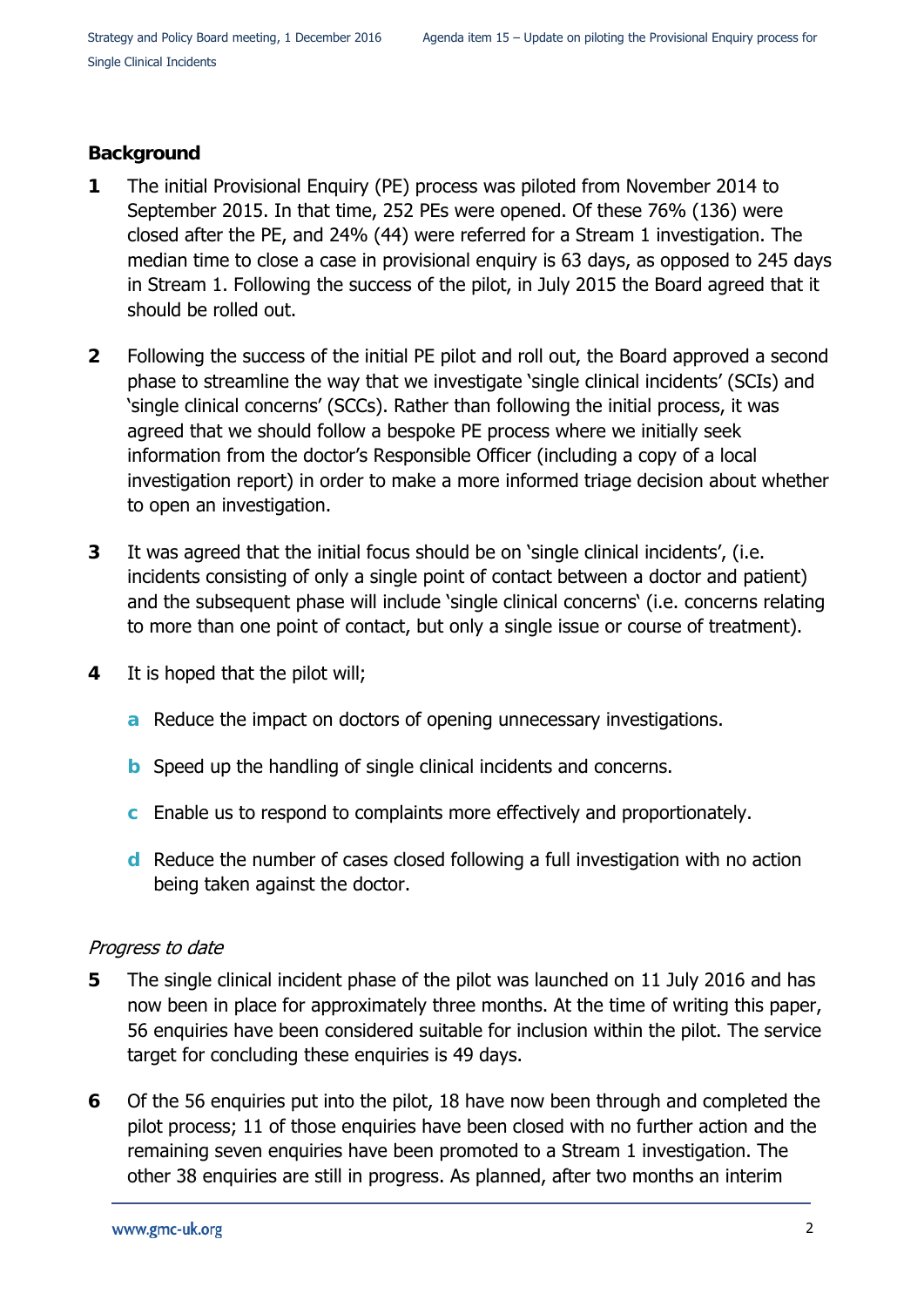## Background

**1** The initial Provisional Enquiry (PE) process was piloted from November 2014 to September 2015. In that time, 252 PEs were opened. Of these 76% (136) were closed after the PE, and 24% (44) were referred for a Stream 1 investigation. The median time to close a case in provisional enquiry is 63 days, as opposed to 245 days in Stream 1. Following the success of the pilot, in July 2015 the Board agreed that it should be rolled out.

**2** Following the success of the initial PE pilot and roll out, the Board approved a second phase to streamline the way that we investigate 'single clinical incidents' (SCIs) and 'single clinical concerns' (SCCs). Rather than following the initial process, it was agreed that we should follow a bespoke PE process where we initially seek information from the doctor's Responsible Officer (including a copy of a local investigation report) in order to make a more informed triage decision about whether to open an investigation.

**3** It was agreed that the initial focus should be on 'single clinical incidents', (i.e. incidents consisting of only a single point of contact between a doctor and patient) and the subsequent phase will include 'single clinical concerns' (i.e. concerns relating to more than one point of contact, but only a single issue or course of treatment).

**4** It is hoped that the pilot will;

- **a** Reduce the impact on doctors of opening unnecessary investigations.
- **b** Speed up the handling of single clinical incidents and concerns.
- **c** Enable us to respond to complaints more effectively and proportionately.
- **d** Reduce the number of cases closed following a full investigation with no action being taken against the doctor.

*Progress to date*

**5** The single clinical incident phase of the pilot was launched on 11 July 2016 and has now been in place for approximately three months. At the time of writing this paper, 56 enquiries have been considered suitable for inclusion within the pilot. The service target for concluding these enquiries is 49 days.

**6** Of the 56 enquiries put into the pilot, 18 have now been through and completed the pilot process; 11 of those enquiries have been closed with no further action and the remaining seven enquiries have been promoted to a Stream 1 investigation. The other 38 enquiries are still in progress. As planned, after two months an interim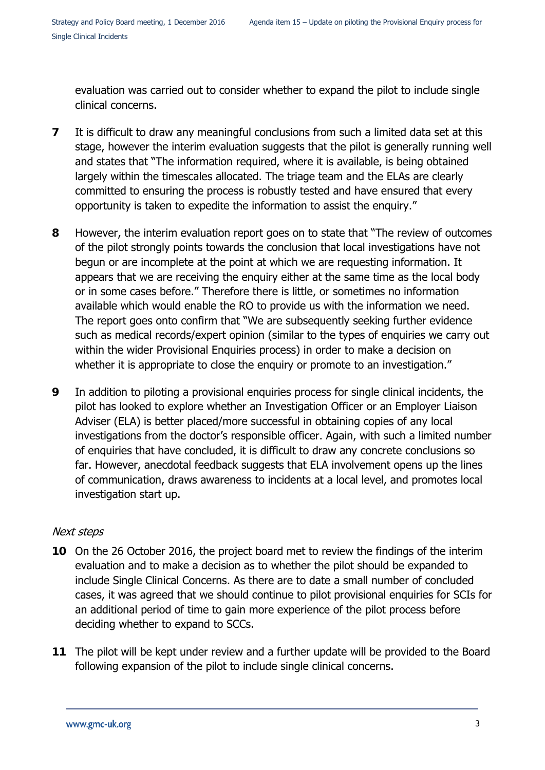evaluation was carried out to consider whether to expand the pilot to include single clinical concerns.

**7** It is difficult to draw any meaningful conclusions from such a limited data set at this stage, however the interim evaluation suggests that the pilot is generally running well and states that "The information required, where it is available, is being obtained largely within the timescales allocated. The triage team and the ELAs are clearly committed to ensuring the process is robustly tested and have ensured that every opportunity is taken to expedite the information to assist the enquiry."

**8** However, the interim evaluation report goes on to state that "The review of outcomes of the pilot strongly points towards the conclusion that local investigations have not begun or are incomplete at the point at which we are requesting information. It appears that we are receiving the enquiry either at the same time as the local body or in some cases before." Therefore there is little, or sometimes no information available which would enable the RO to provide us with the information we need. The report goes onto confirm that "We are subsequently seeking further evidence such as medical records/expert opinion (similar to the types of enquiries we carry out within the wider Provisional Enquiries process) in order to make a decision on whether it is appropriate to close the enquiry or promote to an investigation."

**9** In addition to piloting a provisional enquiries process for single clinical incidents, the pilot has looked to explore whether an Investigation Officer or an Employer Liaison Adviser (ELA) is better placed/more successful in obtaining copies of any local investigations from the doctor's responsible officer. Again, with such a limited number of enquiries that have concluded, it is difficult to draw any concrete conclusions so far. However, anecdotal feedback suggests that ELA involvement opens up the lines of communication, draws awareness to incidents at a local level, and promotes local investigation start up.

*Next steps*

**10** On the 26 October 2016, the project board met to review the findings of the interim evaluation and to make a decision as to whether the pilot should be expanded to include Single Clinical Concerns. As there are to date a small number of concluded cases, it was agreed that we should continue to pilot provisional enquiries for SCIs for an additional period of time to gain more experience of the pilot process before deciding whether to expand to SCCs.

**11** The pilot will be kept under review and a further update will be provided to the Board following expansion of the pilot to include single clinical concerns.